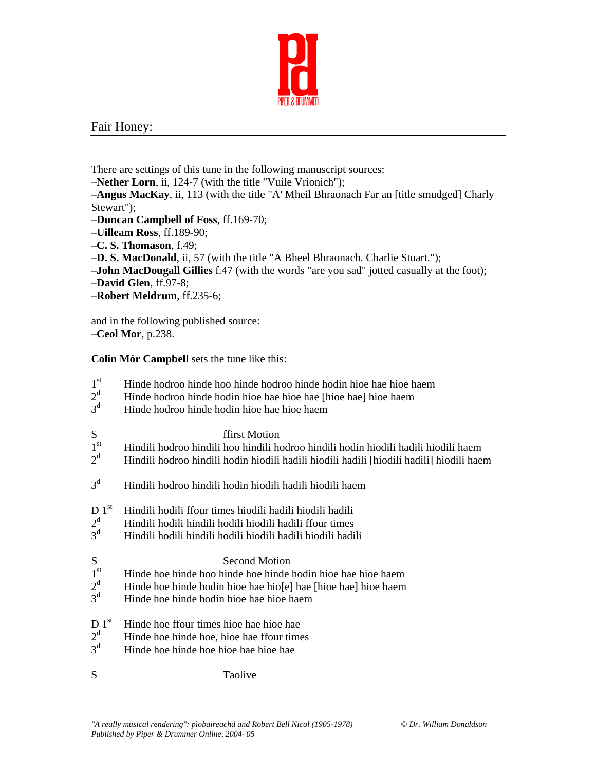## Fair Honey:

There are settings of this tune in the following manuscript sources:
–**Nether Lorn**, ii, 124-7 (with the title "Vuile Vrionich");
–**Angus MacKay**, ii, 113 (with the title "A' Mheil Bhraonach Far an [title smudged] Charly Stewart");
–**Duncan Campbell of Foss**, ff.169-70;
–**Uilleam Ross**, ff.189-90;
–**C. S. Thomason**, f.49;
–**D. S. MacDonald**, ii, 57 (with the title "A Bheel Bhraonach. Charlie Stuart.");
–**John MacDougall Gillies** f.47 (with the words "are you sad" jotted casually at the foot);
–**David Glen**, ff.97-8;
–**Robert Meldrum**, ff.235-6;

and in the following published source:
–**Ceol Mor**, p.238.

**Colin Mór Campbell** sets the tune like this:

1st Hinde hodroo hinde hoo hinde hodroo hinde hodin hioe hae hioe haem
2d Hinde hodroo hinde hodin hioe hae hioe hae [hioe hae] hioe haem
3d Hinde hodroo hinde hodin hioe hae hioe haem

S ffirst Motion
1st Hindili hodroo hindili hoo hindili hodroo hindili hodin hiodili hadili hiodili haem
2d Hindili hodroo hindili hodin hiodili hadili hiodili hadili [hiodili hadili] hiodili haem

3d Hindili hodroo hindili hodin hiodili hadili hiodili haem

D 1st Hindili hodili ffour times hiodili hadili hiodili hadili
2d Hindili hodili hindili hodili hiodili hadili ffour times
3d Hindili hodili hindili hodili hiodili hadili hiodili hadili

S Second Motion
1st Hinde hoe hinde hoo hinde hoe hinde hodin hioe hae hioe haem
2d Hinde hoe hinde hodin hioe hae hio[e] hae [hioe hae] hioe haem
3d Hinde hoe hinde hodin hioe hae hioe haem

D 1st Hinde hoe ffour times hioe hae hioe hae
2d Hinde hoe hinde hoe, hioe hae ffour times
3d Hinde hoe hinde hoe hioe hae hioe hae

S Taolive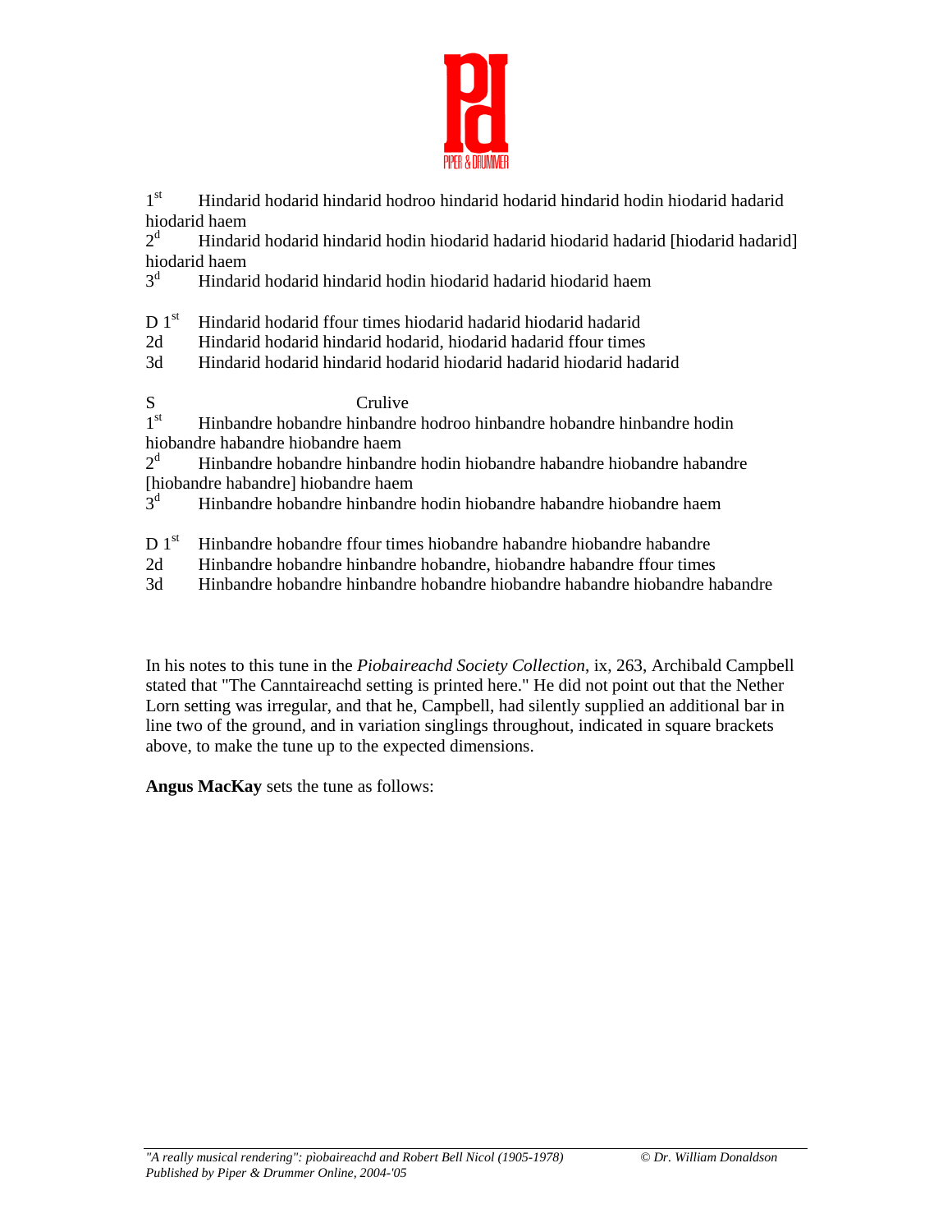1st Hindarid hodarid hindarid hodroo hindarid hodarid hindarid hodin hiodarid hadarid hiodarid haem

2d Hindarid hodarid hindarid hodin hiodarid hadarid hiodarid hadarid [hiodarid hadarid] hiodarid haem

3d Hindarid hodarid hindarid hodin hiodarid hadarid hiodarid haem

D 1st Hindarid hodarid ffour times hiodarid hadarid hiodarid hadarid

2d Hindarid hodarid hindarid hodarid, hiodarid hadarid ffour times

3d Hindarid hodarid hindarid hodarid hiodarid hadarid hiodarid hadarid

S Crulive

1st Hinbandre hobandre hinbandre hodroo hinbandre hobandre hinbandre hodin hiobandre habandre hiobandre haem

2d Hinbandre hobandre hinbandre hodin hiobandre habandre hiobandre habandre [hiobandre habandre] hiobandre haem

3d Hinbandre hobandre hinbandre hodin hiobandre habandre hiobandre haem

D 1st Hinbandre hobandre ffour times hiobandre habandre hiobandre habandre

2d Hinbandre hobandre hinbandre hobandre, hiobandre habandre ffour times

3d Hinbandre hobandre hinbandre hobandre hiobandre habandre hiobandre habandre

In his notes to this tune in the *Piobaireachd Society Collection*, ix, 263, Archibald Campbell stated that "The Canntaireachd setting is printed here." He did not point out that the Nether Lorn setting was irregular, and that he, Campbell, had silently supplied an additional bar in line two of the ground, and in variation singlings throughout, indicated in square brackets above, to make the tune up to the expected dimensions.

**Angus MacKay** sets the tune as follows: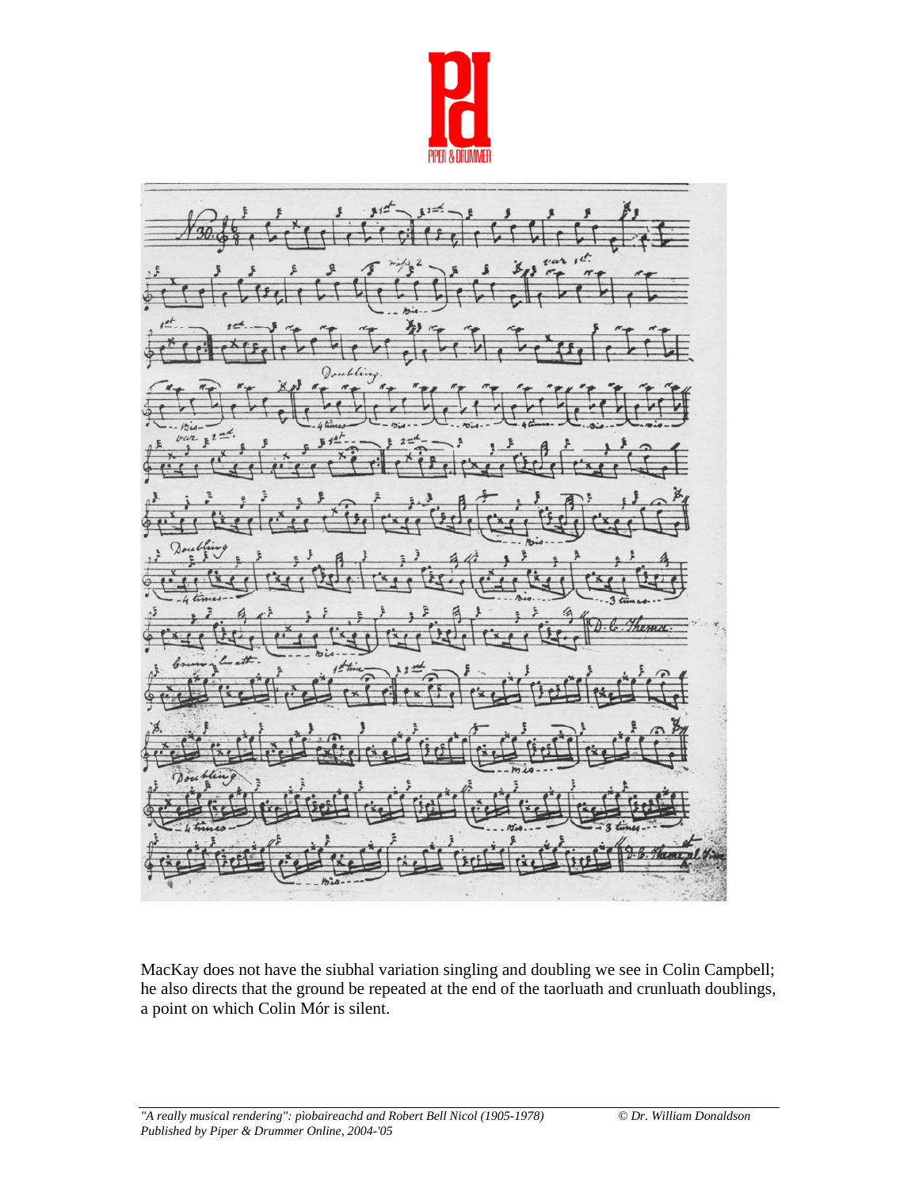MacKay does not have the siubhal variation singling and doubling we see in Colin Campbell; he also directs that the ground be repeated at the end of the taorluath and crunluath doublings, a point on which Colin Mór is silent.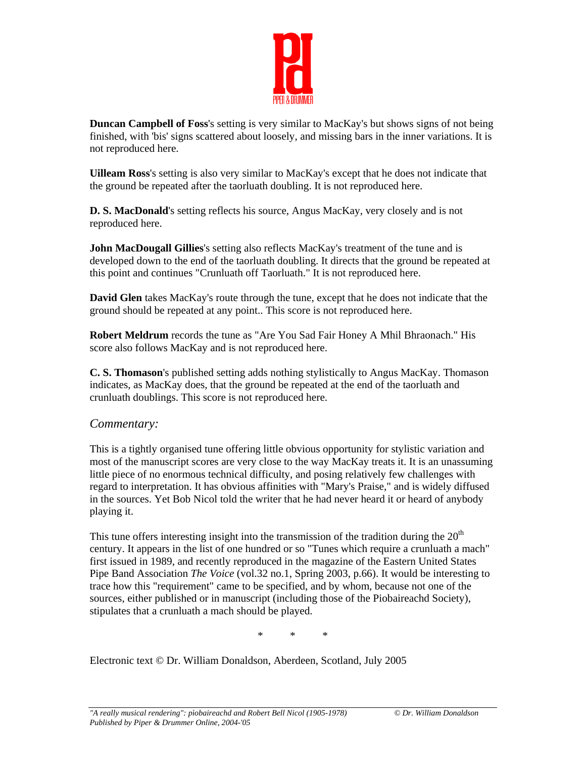**Duncan Campbell of Foss**'s setting is very similar to MacKay's but shows signs of not being finished, with 'bis' signs scattered about loosely, and missing bars in the inner variations. It is not reproduced here.

**Uilleam Ross**'s setting is also very similar to MacKay's except that he does not indicate that the ground be repeated after the taorluath doubling. It is not reproduced here.

**D. S. MacDonald**'s setting reflects his source, Angus MacKay, very closely and is not reproduced here.

**John MacDougall Gillies**'s setting also reflects MacKay's treatment of the tune and is developed down to the end of the taorluath doubling. It directs that the ground be repeated at this point and continues "Crunluath off Taorluath." It is not reproduced here.

**David Glen** takes MacKay's route through the tune, except that he does not indicate that the ground should be repeated at any point.. This score is not reproduced here.

**Robert Meldrum** records the tune as "Are You Sad Fair Honey A Mhil Bhraonach." His score also follows MacKay and is not reproduced here.

**C. S. Thomason**'s published setting adds nothing stylistically to Angus MacKay. Thomason indicates, as MacKay does, that the ground be repeated at the end of the taorluath and crunluath doublings. This score is not reproduced here.

### *Commentary:*

This is a tightly organised tune offering little obvious opportunity for stylistic variation and most of the manuscript scores are very close to the way MacKay treats it. It is an unassuming little piece of no enormous technical difficulty, and posing relatively few challenges with regard to interpretation. It has obvious affinities with "Mary's Praise," and is widely diffused in the sources. Yet Bob Nicol told the writer that he had never heard it or heard of anybody playing it.

This tune offers interesting insight into the transmission of the tradition during the 20th century. It appears in the list of one hundred or so "Tunes which require a crunluath a mach" first issued in 1989, and recently reproduced in the magazine of the Eastern United States Pipe Band Association *The Voice* (vol.32 no.1, Spring 2003, p.66). It would be interesting to trace how this "requirement" came to be specified, and by whom, because not one of the sources, either published or in manuscript (including those of the Piobaireachd Society), stipulates that a crunluath a mach should be played.

\* \* \*

Electronic text © Dr. William Donaldson, Aberdeen, Scotland, July 2005